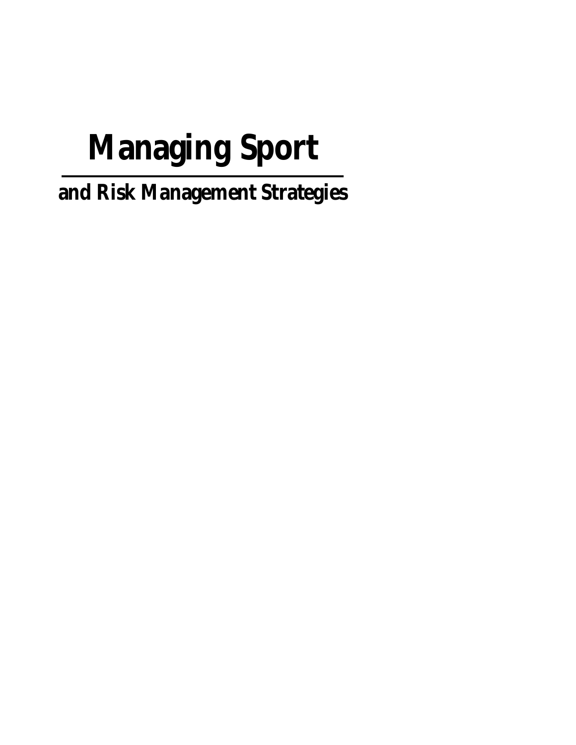# Managing Sport

## and Risk Management Strategies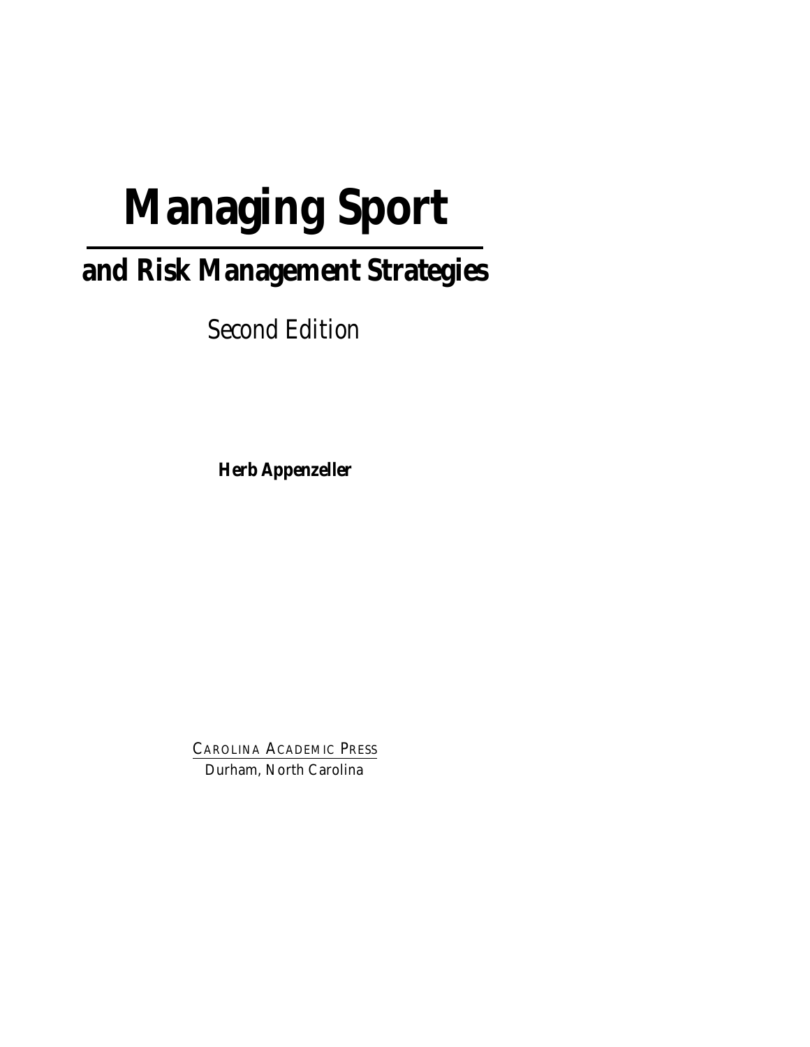# Managing Sport

## and Risk Management Strategies

*Second Edition*

***Herb Appenzeller***

CAROLINA ACADEMIC PRESS
Durham, North Carolina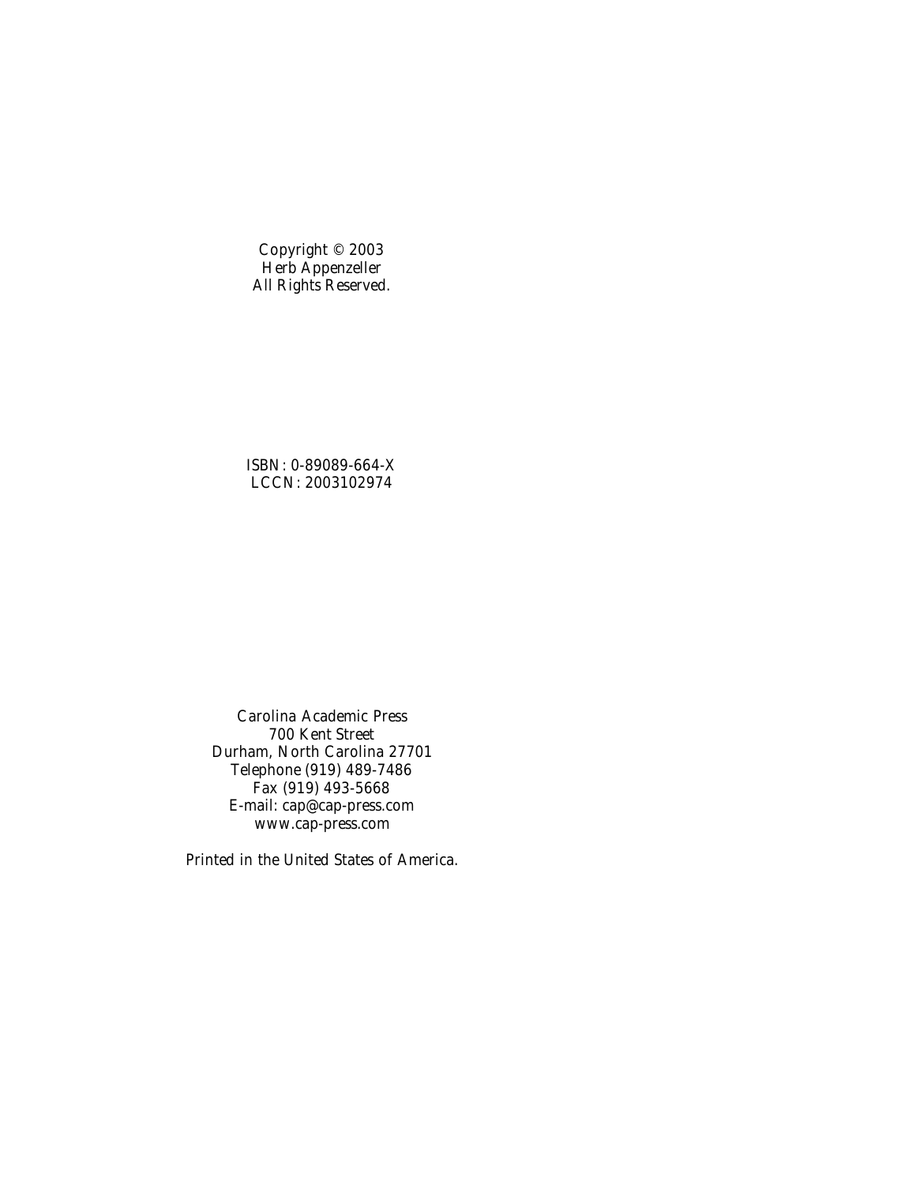Copyright © 2003
Herb Appenzeller
All Rights Reserved.

ISBN: 0-89089-664-X
LCCN: 2003102974

Carolina Academic Press
700 Kent Street
Durham, North Carolina 27701
Telephone (919) 489-7486
Fax (919) 493-5668
E-mail: cap@cap-press.com
www.cap-press.com

Printed in the United States of America.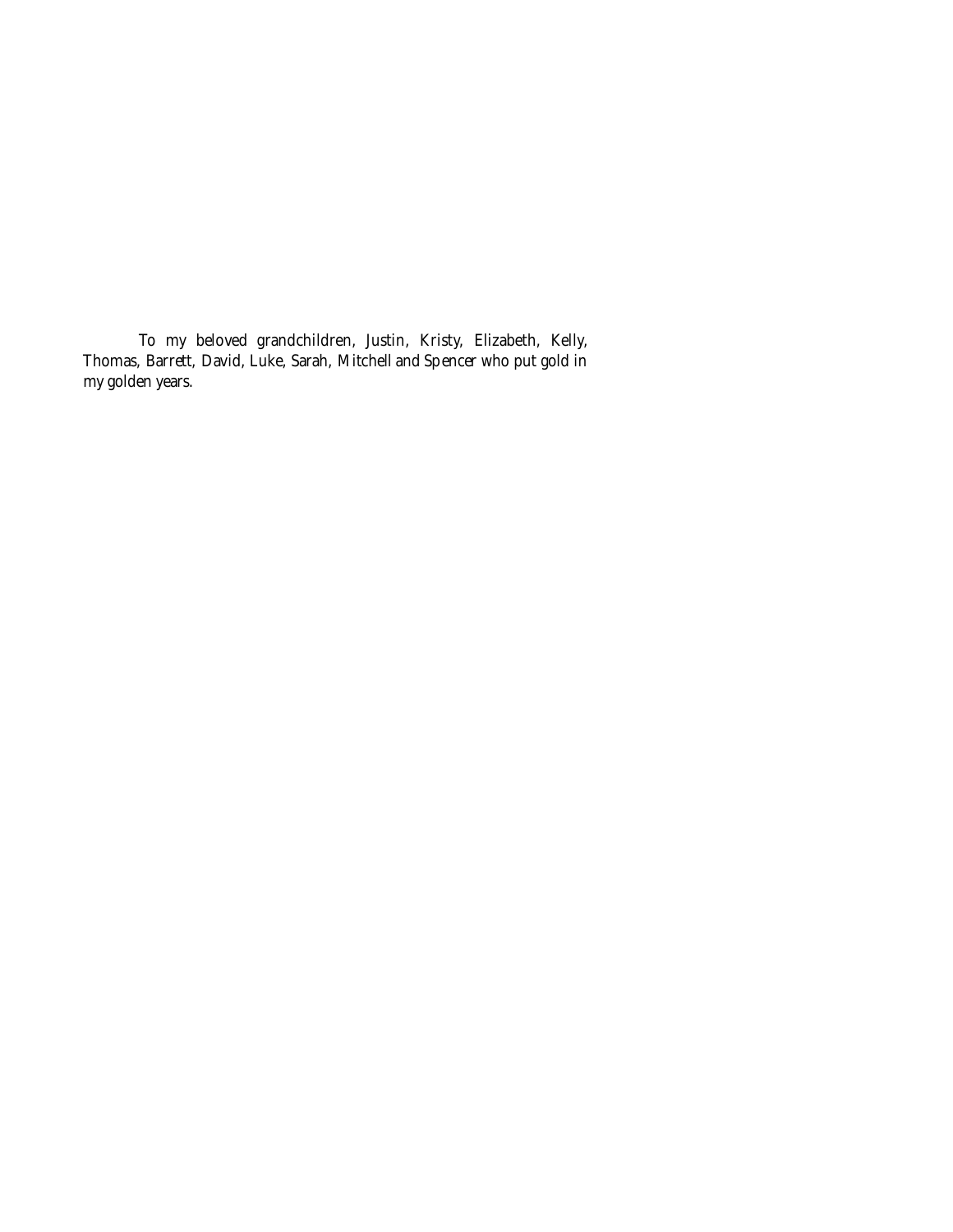To my beloved grandchildren, Justin, Kristy, Elizabeth, Kelly, Thomas, Barrett, David, Luke, Sarah, Mitchell and Spencer who put gold in my golden years.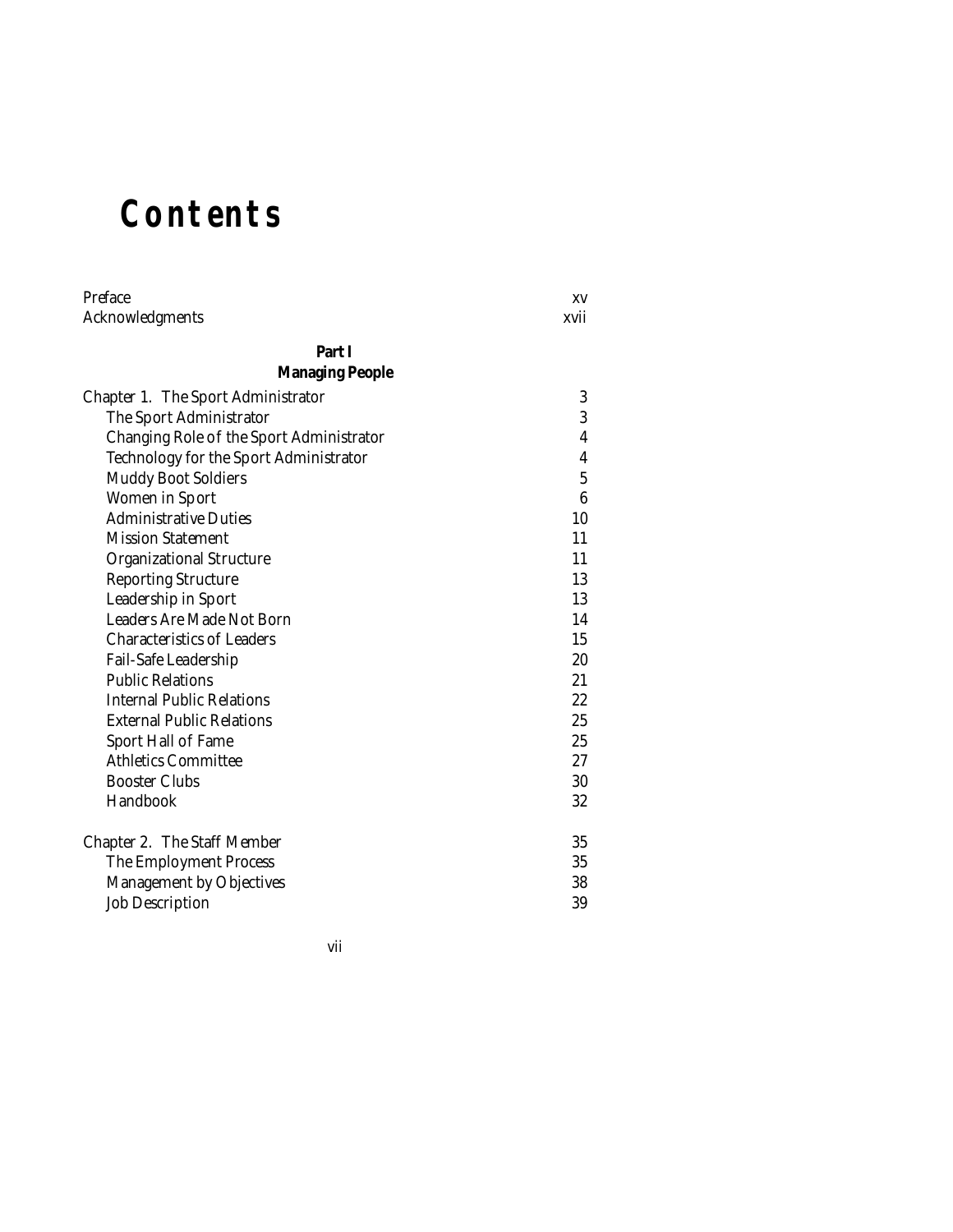# Contents

| | |
|---|---|
| Preface | xv |
| Acknowledgments | xvii |

**Part I**
**Managing People**

| | |
|---|---|
| Chapter 1. The Sport Administrator | 3 |
| The Sport Administrator | 3 |
| Changing Role of the Sport Administrator | 4 |
| Technology for the Sport Administrator | 4 |
| Muddy Boot Soldiers | 5 |
| Women in Sport | 6 |
| Administrative Duties | 10 |
| Mission Statement | 11 |
| Organizational Structure | 11 |
| Reporting Structure | 13 |
| Leadership in Sport | 13 |
| Leaders Are Made Not Born | 14 |
| Characteristics of Leaders | 15 |
| Fail-Safe Leadership | 20 |
| Public Relations | 21 |
| Internal Public Relations | 22 |
| External Public Relations | 25 |
| Sport Hall of Fame | 25 |
| Athletics Committee | 27 |
| Booster Clubs | 30 |
| Handbook | 32 |
| Chapter 2. The Staff Member | 35 |
| The Employment Process | 35 |
| Management by Objectives | 38 |
| Job Description | 39 |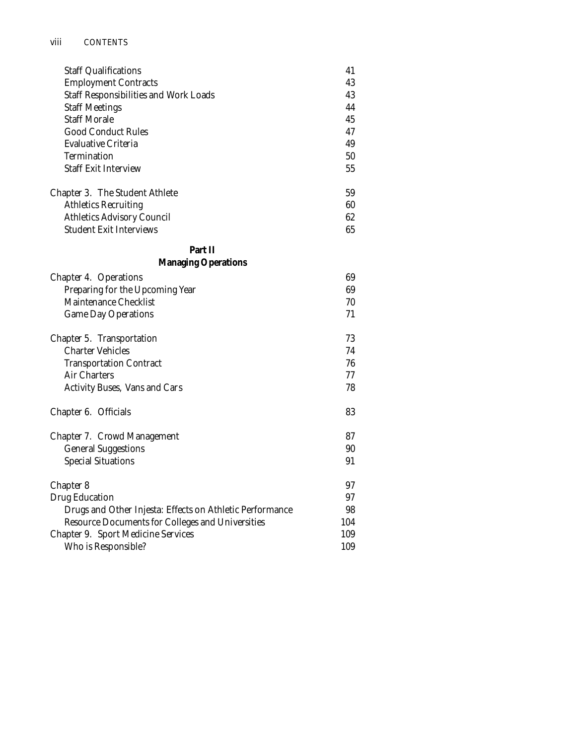| | |
|---|---|
| Staff Qualifications | 41 |
| Employment Contracts | 43 |
| Staff Responsibilities and Work Loads | 43 |
| Staff Meetings | 44 |
| Staff Morale | 45 |
| Good Conduct Rules | 47 |
| Evaluative Criteria | 49 |
| Termination | 50 |
| Staff Exit Interview | 55 |
| | |
| Chapter 3. The Student Athlete | 59 |
| Athletics Recruiting | 60 |
| Athletics Advisory Council | 62 |
| Student Exit Interviews | 65 |

**Part II**

**Managing Operations**

| | |
|---|---|
| Chapter 4. Operations | 69 |
| Preparing for the Upcoming Year | 69 |
| Maintenance Checklist | 70 |
| Game Day Operations | 71 |
| | |
| Chapter 5. Transportation | 73 |
| Charter Vehicles | 74 |
| Transportation Contract | 76 |
| Air Charters | 77 |
| Activity Buses, Vans and Cars | 78 |
| | |
| Chapter 6. Officials | 83 |
| | |
| Chapter 7. Crowd Management | 87 |
| General Suggestions | 90 |
| Special Situations | 91 |
| | |
| Chapter 8 | 97 |
| Drug Education | 97 |
| Drugs and Other Injesta: Effects on Athletic Performance | 98 |
| Resource Documents for Colleges and Universities | 104 |
| Chapter 9. Sport Medicine Services | 109 |
| Who is Responsible? | 109 |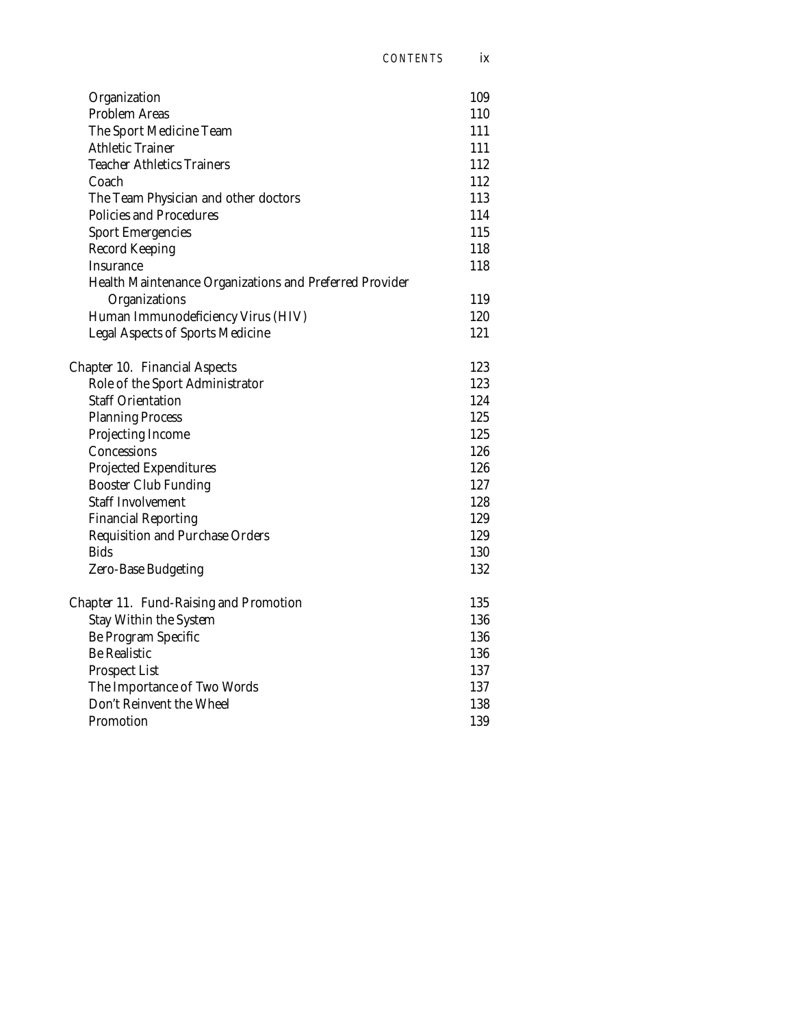| | |
|---|---|
| Organization | 109 |
| Problem Areas | 110 |
| The Sport Medicine Team | 111 |
| Athletic Trainer | 111 |
| Teacher Athletics Trainers | 112 |
| Coach | 112 |
| The Team Physician and other doctors | 113 |
| Policies and Procedures | 114 |
| Sport Emergencies | 115 |
| Record Keeping | 118 |
| Insurance | 118 |
| Health Maintenance Organizations and Preferred Provider Organizations | 119 |
| Human Immunodeficiency Virus (HIV) | 120 |
| Legal Aspects of Sports Medicine | 121 |
| | |
| Chapter 10. Financial Aspects | 123 |
| Role of the Sport Administrator | 123 |
| Staff Orientation | 124 |
| Planning Process | 125 |
| Projecting Income | 125 |
| Concessions | 126 |
| Projected Expenditures | 126 |
| Booster Club Funding | 127 |
| Staff Involvement | 128 |
| Financial Reporting | 129 |
| Requisition and Purchase Orders | 129 |
| Bids | 130 |
| Zero-Base Budgeting | 132 |
| | |
| Chapter 11. Fund-Raising and Promotion | 135 |
| Stay Within the System | 136 |
| Be Program Specific | 136 |
| Be Realistic | 136 |
| Prospect List | 137 |
| The Importance of Two Words | 137 |
| Don't Reinvent the Wheel | 138 |
| Promotion | 139 |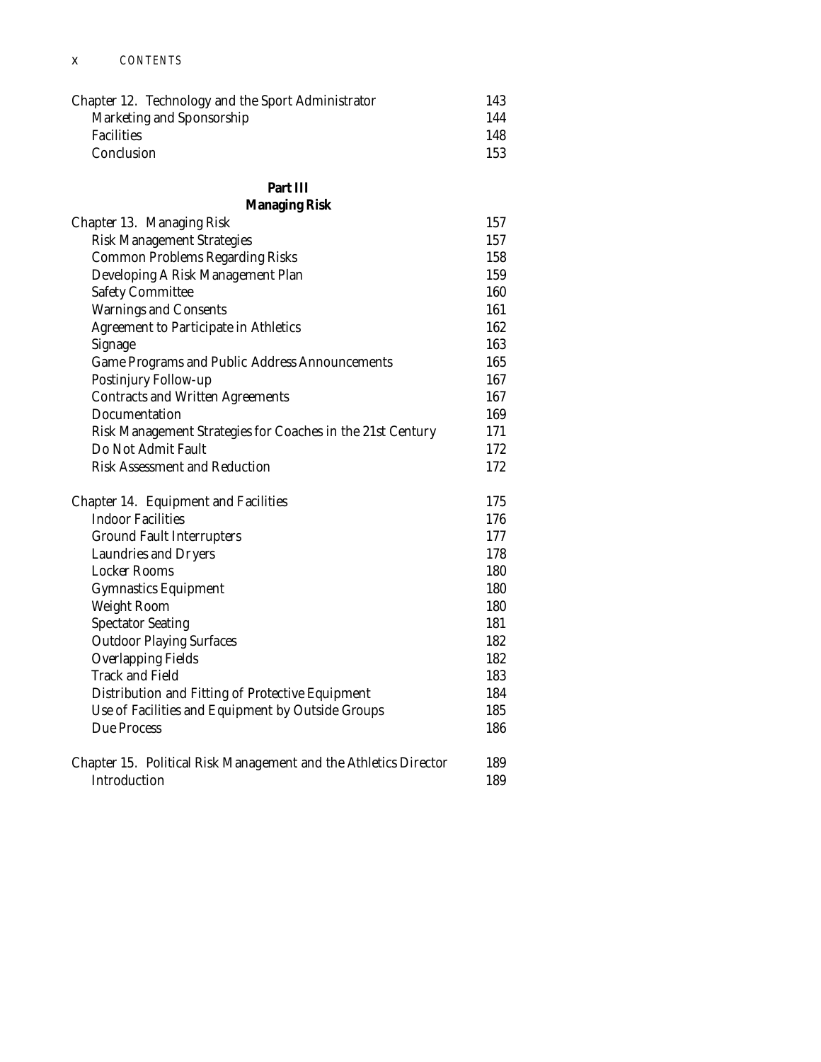| | |
|---|---|
| Chapter 12. Technology and the Sport Administrator | 143 |
| Marketing and Sponsorship | 144 |
| Facilities | 148 |
| Conclusion | 153 |

**Part III**
**Managing Risk**

| | |
|---|---|
| Chapter 13. Managing Risk | 157 |
| Risk Management Strategies | 157 |
| Common Problems Regarding Risks | 158 |
| Developing A Risk Management Plan | 159 |
| Safety Committee | 160 |
| Warnings and Consents | 161 |
| Agreement to Participate in Athletics | 162 |
| Signage | 163 |
| Game Programs and Public Address Announcements | 165 |
| Postinjury Follow-up | 167 |
| Contracts and Written Agreements | 167 |
| Documentation | 169 |
| Risk Management Strategies for Coaches in the 21st Century | 171 |
| Do Not Admit Fault | 172 |
| Risk Assessment and Reduction | 172 |
| | |
| Chapter 14. Equipment and Facilities | 175 |
| Indoor Facilities | 176 |
| Ground Fault Interrupters | 177 |
| Laundries and Dryers | 178 |
| Locker Rooms | 180 |
| Gymnastics Equipment | 180 |
| Weight Room | 180 |
| Spectator Seating | 181 |
| Outdoor Playing Surfaces | 182 |
| Overlapping Fields | 182 |
| Track and Field | 183 |
| Distribution and Fitting of Protective Equipment | 184 |
| Use of Facilities and Equipment by Outside Groups | 185 |
| Due Process | 186 |
| | |
| Chapter 15. Political Risk Management and the Athletics Director | 189 |
| Introduction | 189 |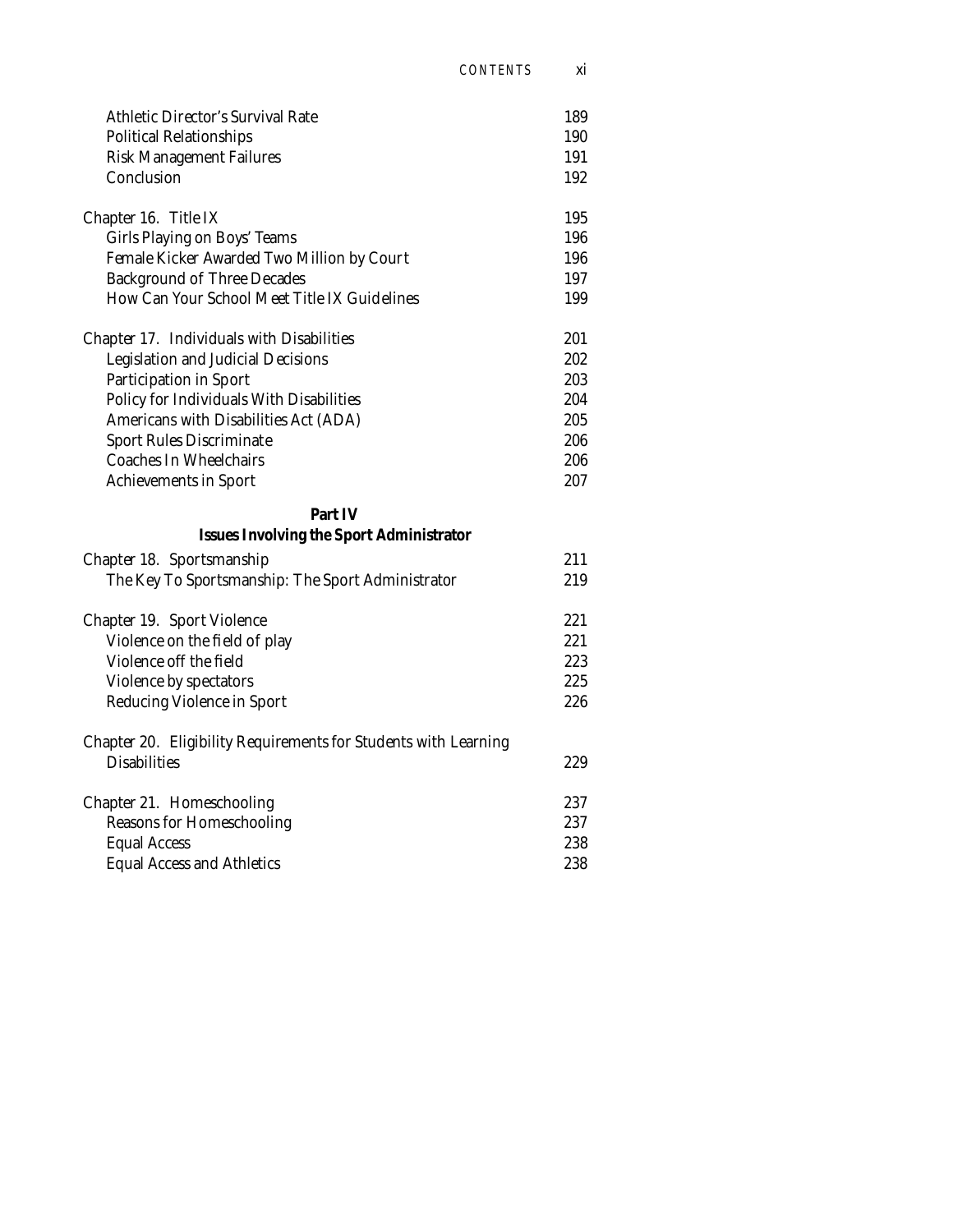| | |
|---|---|
| Athletic Director's Survival Rate | 189 |
| Political Relationships | 190 |
| Risk Management Failures | 191 |
| Conclusion | 192 |
| | |
| Chapter 16. Title IX | 195 |
| Girls Playing on Boys' Teams | 196 |
| Female Kicker Awarded Two Million by Court | 196 |
| Background of Three Decades | 197 |
| How Can Your School Meet Title IX Guidelines | 199 |
| | |
| Chapter 17. Individuals with Disabilities | 201 |
| Legislation and Judicial Decisions | 202 |
| Participation in Sport | 203 |
| Policy for Individuals With Disabilities | 204 |
| Americans with Disabilities Act (ADA) | 205 |
| Sport Rules Discriminate | 206 |
| Coaches In Wheelchairs | 206 |
| Achievements in Sport | 207 |

**Part IV**
**Issues Involving the Sport Administrator**

| | |
|---|---|
| Chapter 18. Sportsmanship | 211 |
| The Key To Sportsmanship: The Sport Administrator | 219 |
| | |
| Chapter 19. Sport Violence | 221 |
| Violence on the field of play | 221 |
| Violence off the field | 223 |
| Violence by spectators | 225 |
| Reducing Violence in Sport | 226 |
| | |
| Chapter 20. Eligibility Requirements for Students with Learning Disabilities | 229 |
| | |
| Chapter 21. Homeschooling | 237 |
| Reasons for Homeschooling | 237 |
| Equal Access | 238 |
| Equal Access and Athletics | 238 |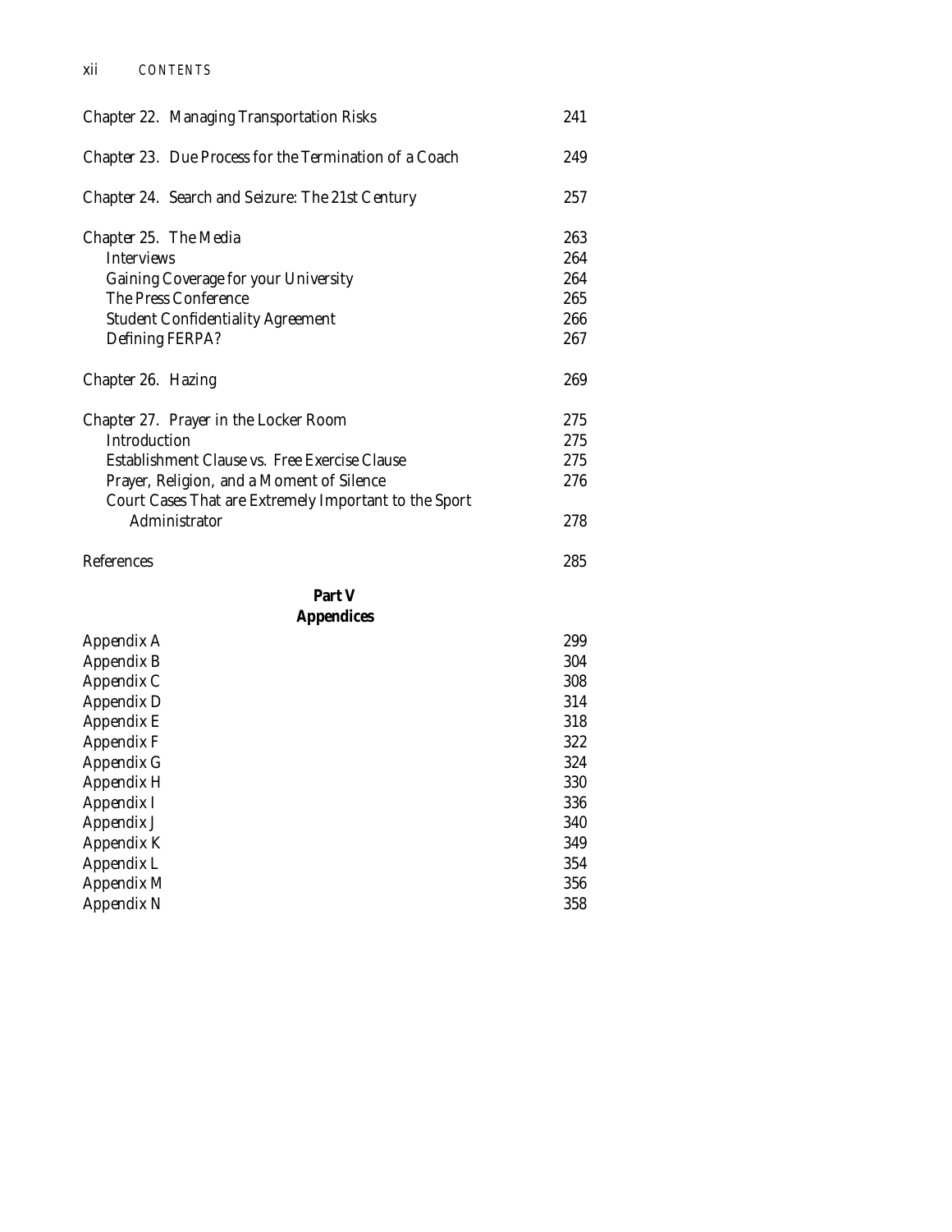| | |
|---|---|
| Chapter 22. Managing Transportation Risks | 241 |
| Chapter 23. Due Process for the Termination of a Coach | 249 |
| Chapter 24. Search and Seizure: The 21st Century | 257 |
| Chapter 25. The Media | 263 |
| Interviews | 264 |
| Gaining Coverage for your University | 264 |
| The Press Conference | 265 |
| Student Confidentiality Agreement | 266 |
| Defining FERPA? | 267 |
| Chapter 26. Hazing | 269 |
| Chapter 27. Prayer in the Locker Room | 275 |
| Introduction | 275 |
| Establishment Clause vs. Free Exercise Clause | 275 |
| Prayer, Religion, and a Moment of Silence | 276 |
| Court Cases That are Extremely Important to the Sport Administrator | 278 |
| References | 285 |

## Part V
## Appendices

| | |
|---|---|
| Appendix A | 299 |
| Appendix B | 304 |
| Appendix C | 308 |
| Appendix D | 314 |
| Appendix E | 318 |
| Appendix F | 322 |
| Appendix G | 324 |
| Appendix H | 330 |
| Appendix I | 336 |
| Appendix J | 340 |
| Appendix K | 349 |
| Appendix L | 354 |
| Appendix M | 356 |
| Appendix N | 358 |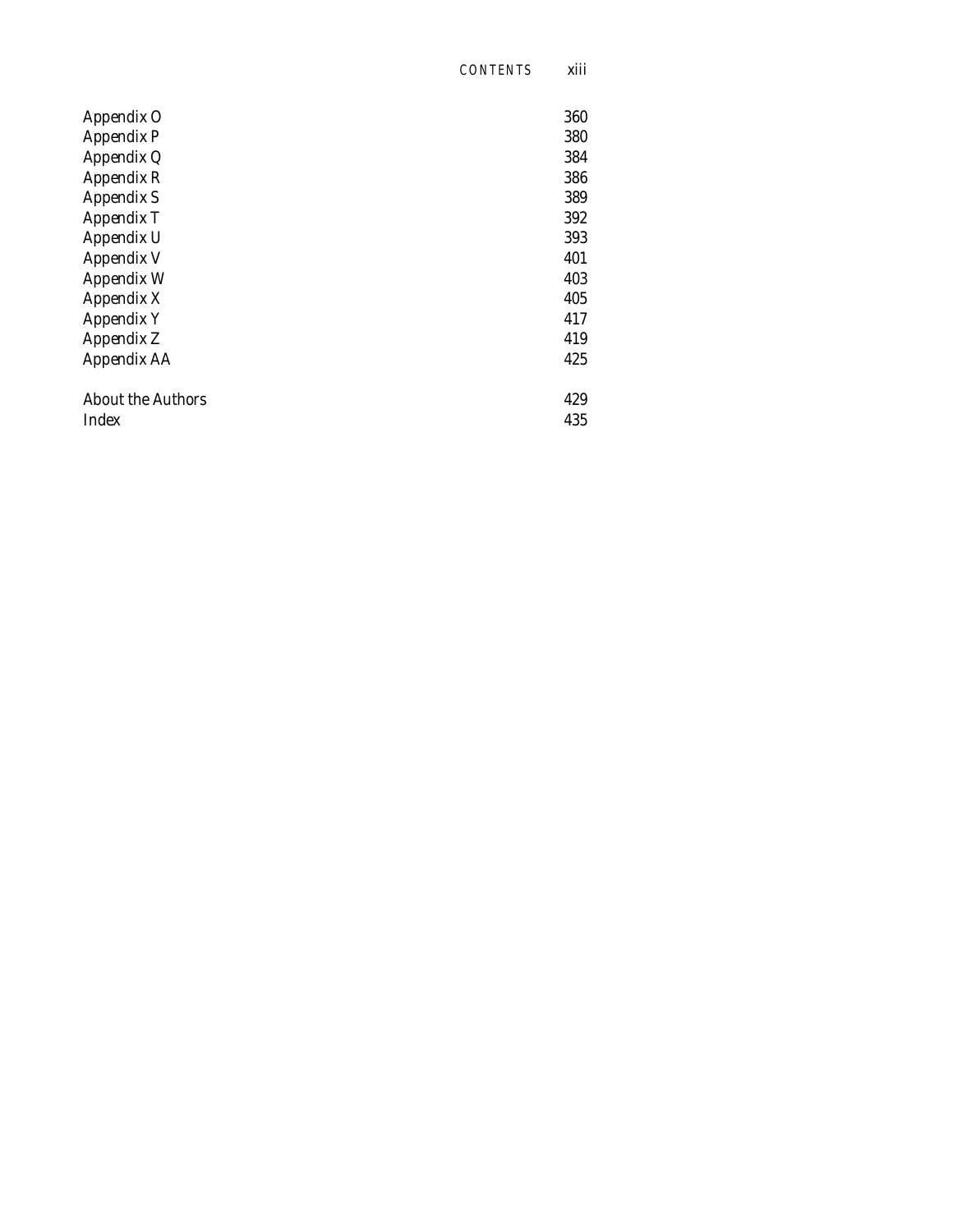Appendix O 360
Appendix P 380
Appendix Q 384
Appendix R 386
Appendix S 389
Appendix T 392
Appendix U 393
Appendix V 401
Appendix W 403
Appendix X 405
Appendix Y 417
Appendix Z 419
Appendix AA 425

About the Authors 429
Index 435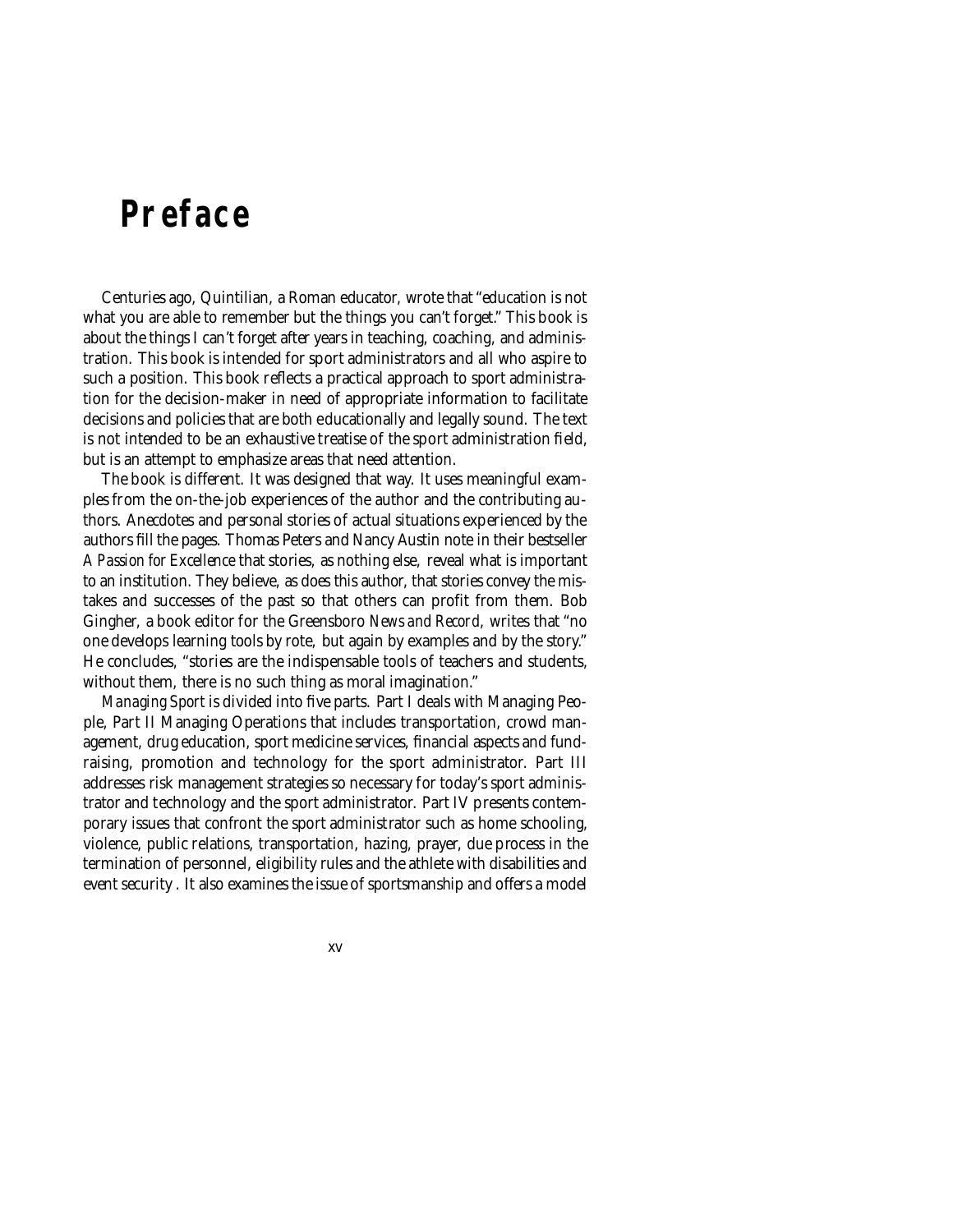# Preface

Centuries ago, Quintilian, a Roman educator, wrote that "education is not what you are able to remember but the things you can't forget." This book is about the things I can't forget after years in teaching, coaching, and administration. This book is intended for sport administrators and all who aspire to such a position. This book reflects a practical approach to sport administration for the decision-maker in need of appropriate information to facilitate decisions and policies that are both educationally and legally sound. The text is not intended to be an exhaustive treatise of the sport administration field, but is an attempt to emphasize areas that need attention.

The book is different. It was designed that way. It uses meaningful examples from the on-the-job experiences of the author and the contributing authors. Anecdotes and personal stories of actual situations experienced by the authors fill the pages. Thomas Peters and Nancy Austin note in their bestseller *A Passion for Excellence* that stories, as nothing else, reveal what is important to an institution. They believe, as does this author, that stories convey the mistakes and successes of the past so that others can profit from them. Bob Gingher, a book editor for the Greensboro *News and Record,* writes that "no one develops learning tools by rote, but again by examples and by the story." He concludes, "stories are the indispensable tools of teachers and students, without them, there is no such thing as moral imagination."

*Managing Sport* is divided into five parts. Part I deals with Managing People, Part II Managing Operations that includes transportation, crowd management, drug education, sport medicine services, financial aspects and fundraising, promotion and technology for the sport administrator. Part III addresses risk management strategies so necessary for today's sport administrator and technology and the sport administrator. Part IV presents contemporary issues that confront the sport administrator such as home schooling, violence, public relations, transportation, hazing, prayer, due process in the termination of personnel, eligibility rules and the athlete with disabilities and event security . It also examines the issue of sportsmanship and offers a model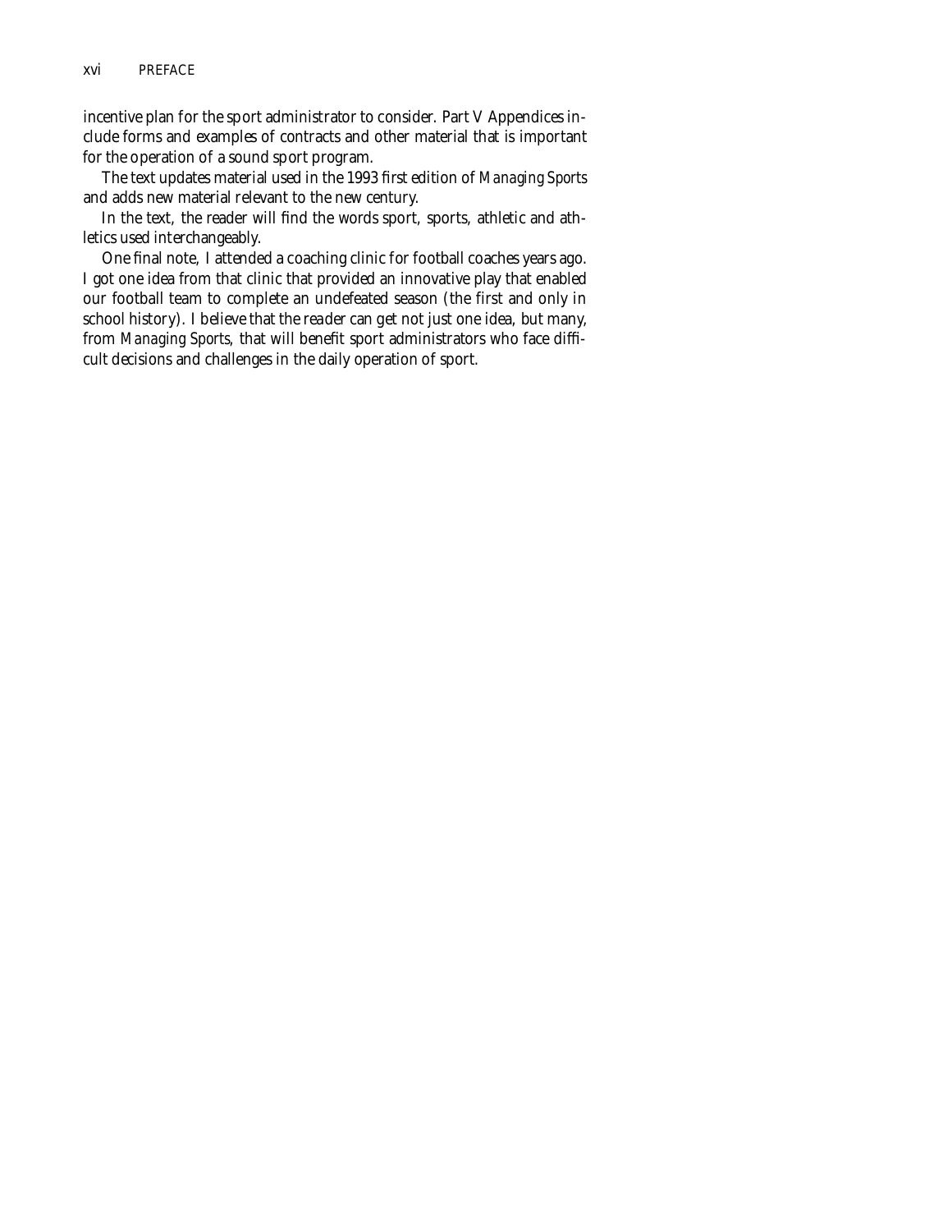incentive plan for the sport administrator to consider. Part V Appendices include forms and examples of contracts and other material that is important for the operation of a sound sport program.

The text updates material used in the 1993 first edition of *Managing Sports* and adds new material relevant to the new century.

In the text, the reader will find the words sport, sports, athletic and athletics used interchangeably.

One final note, I attended a coaching clinic for football coaches years ago. I got one idea from that clinic that provided an innovative play that enabled our football team to complete an undefeated season (the first and only in school history). I believe that the reader can get not just one idea, but many, from *Managing Sports*, that will benefit sport administrators who face difficult decisions and challenges in the daily operation of sport.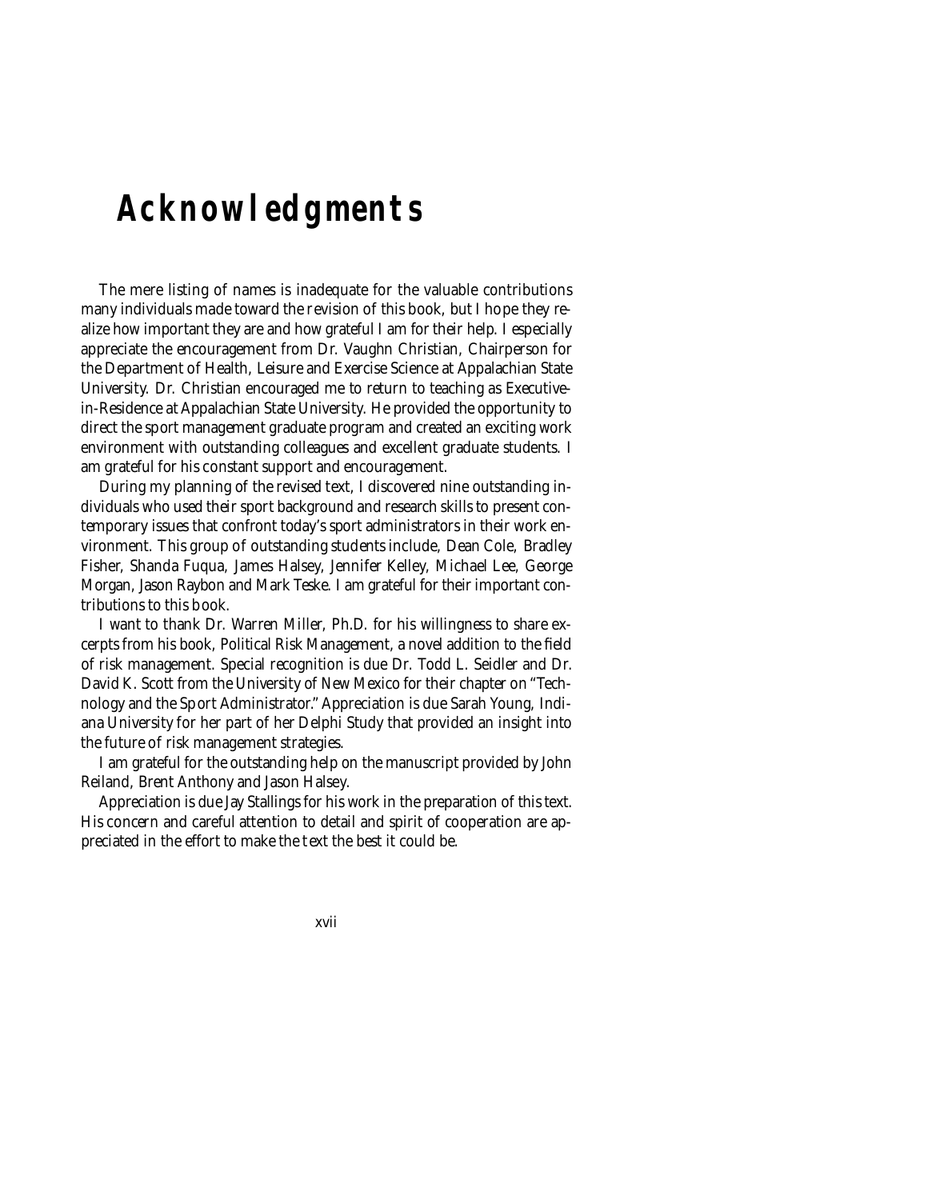# Acknowledgments

The mere listing of names is inadequate for the valuable contributions many individuals made toward the revision of this book, but I hope they realize how important they are and how grateful I am for their help. I especially appreciate the encouragement from Dr. Vaughn Christian, Chairperson for the Department of Health, Leisure and Exercise Science at Appalachian State University. Dr. Christian encouraged me to return to teaching as Executive-in-Residence at Appalachian State University. He provided the opportunity to direct the sport management graduate program and created an exciting work environment with outstanding colleagues and excellent graduate students. I am grateful for his constant support and encouragement.

During my planning of the revised text, I discovered nine outstanding individuals who used their sport background and research skills to present contemporary issues that confront today's sport administrators in their work environment. This group of outstanding students include, Dean Cole, Bradley Fisher, Shanda Fuqua, James Halsey, Jennifer Kelley, Michael Lee, George Morgan, Jason Raybon and Mark Teske. I am grateful for their important contributions to this book.

I want to thank Dr. Warren Miller, Ph.D. for his willingness to share excerpts from his book, Political Risk Management, a novel addition to the field of risk management. Special recognition is due Dr. Todd L. Seidler and Dr. David K. Scott from the University of New Mexico for their chapter on "Technology and the Sport Administrator." Appreciation is due Sarah Young, Indiana University for her part of her Delphi Study that provided an insight into the future of risk management strategies.

I am grateful for the outstanding help on the manuscript provided by John Reiland, Brent Anthony and Jason Halsey.

Appreciation is due Jay Stallings for his work in the preparation of this text. His concern and careful attention to detail and spirit of cooperation are appreciated in the effort to make the text the best it could be.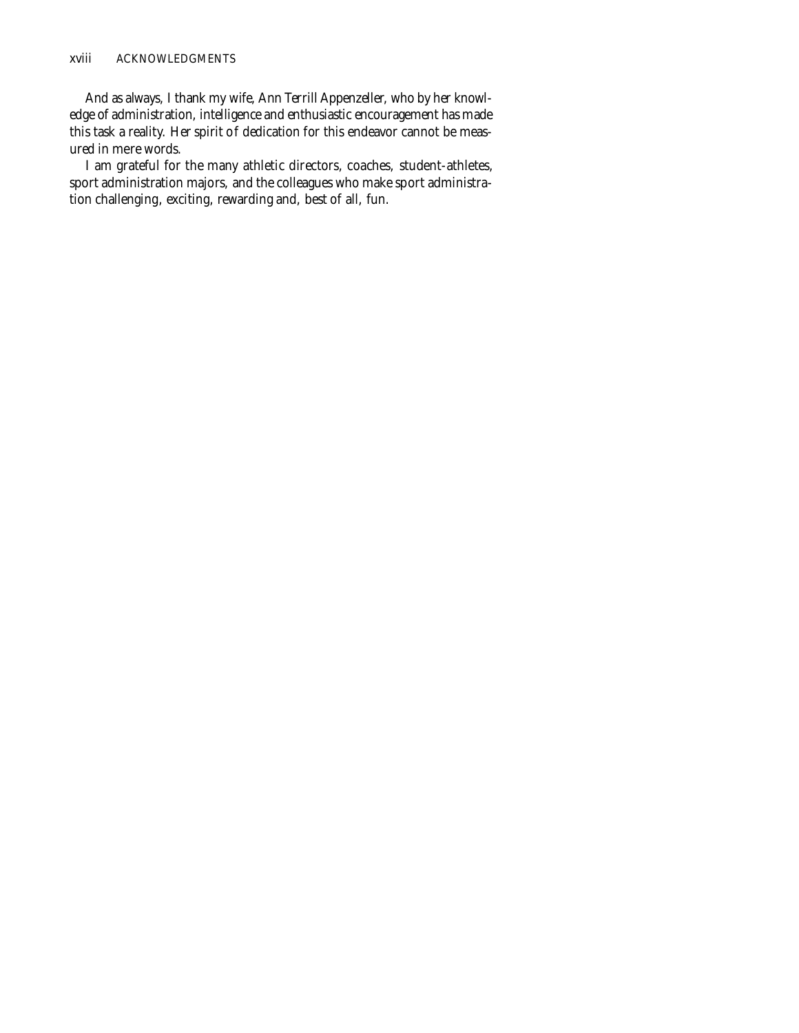And as always, I thank my wife, Ann Terrill Appenzeller, who by her knowledge of administration, intelligence and enthusiastic encouragement has made this task a reality. Her spirit of dedication for this endeavor cannot be measured in mere words.

I am grateful for the many athletic directors, coaches, student-athletes, sport administration majors, and the colleagues who make sport administration challenging, exciting, rewarding and, best of all, fun.